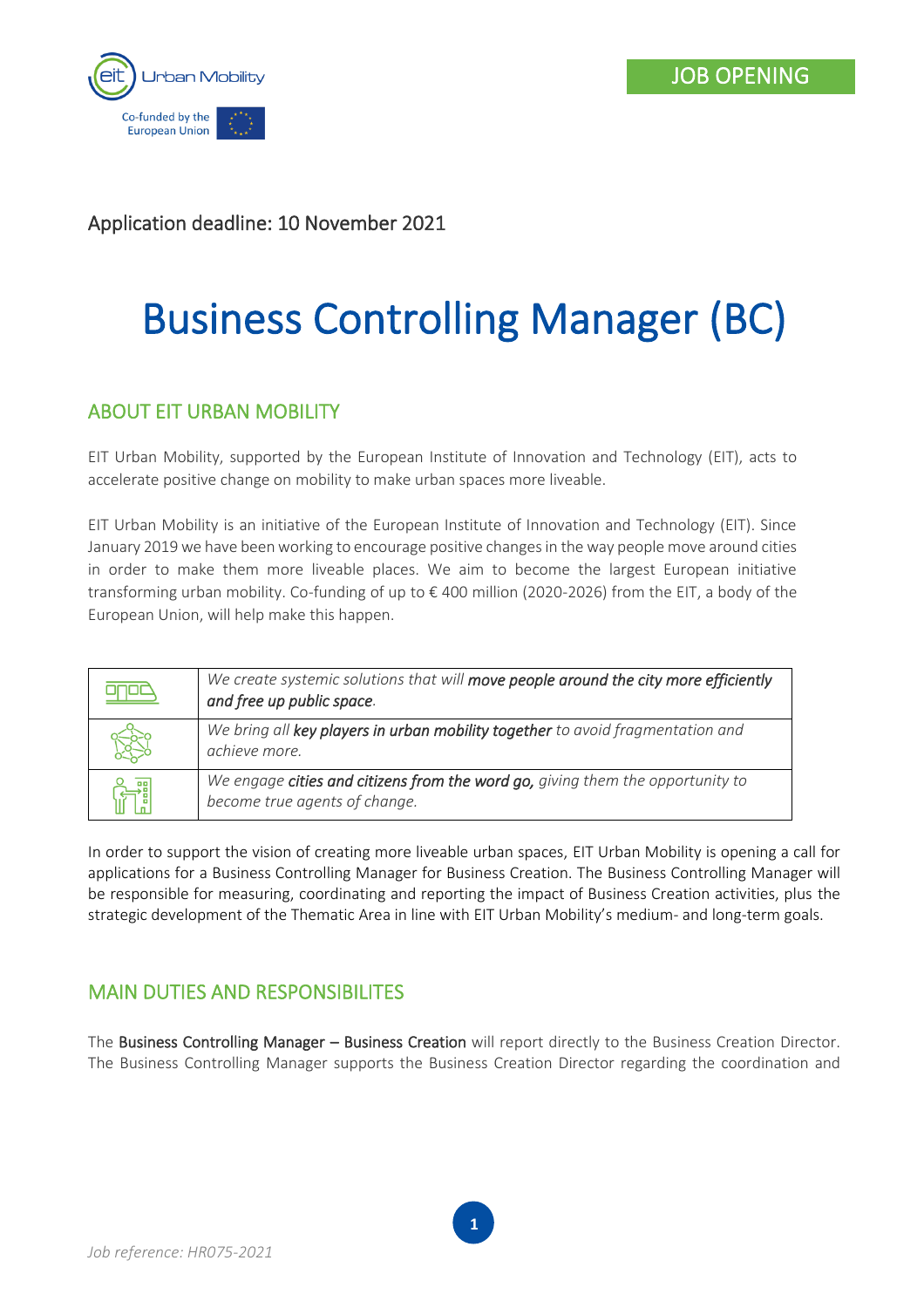JOB OPENING

Application deadline: 10 November 2021

# Business Controlling Manager (BC)

## ABOUT EIT URBAN MOBILITY

EIT Urban Mobility, supported by the European Institute of Innovation and Technology (EIT), acts to accelerate positive change on mobility to make urban spaces more liveable.

EIT Urban Mobility is an initiative of the European Institute of Innovation and Technology (EIT). Since January 2019 we have been working to encourage positive changes in the way people move around cities in order to make them more liveable places. We aim to become the largest European initiative transforming urban mobility. Co-funding of up to € 400 million (2020-2026) from the EIT, a body of the European Union, will help make this happen.

| | |
|---|---|
| | *We create systemic solutions that will* ***move people around the city more efficiently and free up public space****.* |
| | *We bring all* ***key players in urban mobility together*** *to avoid fragmentation and achieve more.* |
| | *We engage* ***cities and citizens from the word go,*** *giving them the opportunity to become true agents of change.* |

In order to support the vision of creating more liveable urban spaces, EIT Urban Mobility is opening a call for applications for a Business Controlling Manager for Business Creation. The Business Controlling Manager will be responsible for measuring, coordinating and reporting the impact of Business Creation activities, plus the strategic development of the Thematic Area in line with EIT Urban Mobility's medium- and long-term goals.

## MAIN DUTIES AND RESPONSIBILITES

The **Business Controlling Manager – Business Creation** will report directly to the Business Creation Director. The Business Controlling Manager supports the Business Creation Director regarding the coordination and

*Job reference: HR075-2021*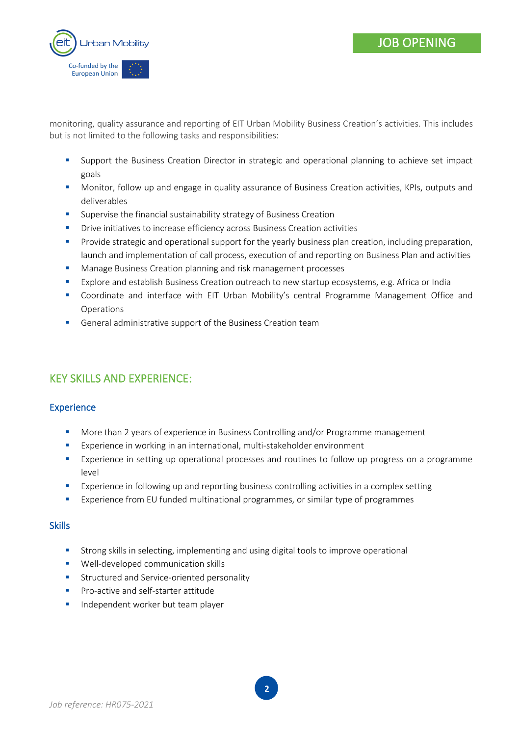monitoring, quality assurance and reporting of EIT Urban Mobility Business Creation's activities. This includes but is not limited to the following tasks and responsibilities:

- Support the Business Creation Director in strategic and operational planning to achieve set impact goals
- Monitor, follow up and engage in quality assurance of Business Creation activities, KPIs, outputs and deliverables
- Supervise the financial sustainability strategy of Business Creation
- Drive initiatives to increase efficiency across Business Creation activities
- Provide strategic and operational support for the yearly business plan creation, including preparation, launch and implementation of call process, execution of and reporting on Business Plan and activities
- Manage Business Creation planning and risk management processes
- Explore and establish Business Creation outreach to new startup ecosystems, e.g. Africa or India
- Coordinate and interface with EIT Urban Mobility's central Programme Management Office and Operations
- General administrative support of the Business Creation team

## KEY SKILLS AND EXPERIENCE:

### Experience

- More than 2 years of experience in Business Controlling and/or Programme management
- Experience in working in an international, multi-stakeholder environment
- Experience in setting up operational processes and routines to follow up progress on a programme level
- Experience in following up and reporting business controlling activities in a complex setting
- Experience from EU funded multinational programmes, or similar type of programmes

### Skills

- Strong skills in selecting, implementing and using digital tools to improve operational
- Well-developed communication skills
- Structured and Service-oriented personality
- Pro-active and self-starter attitude
- Independent worker but team player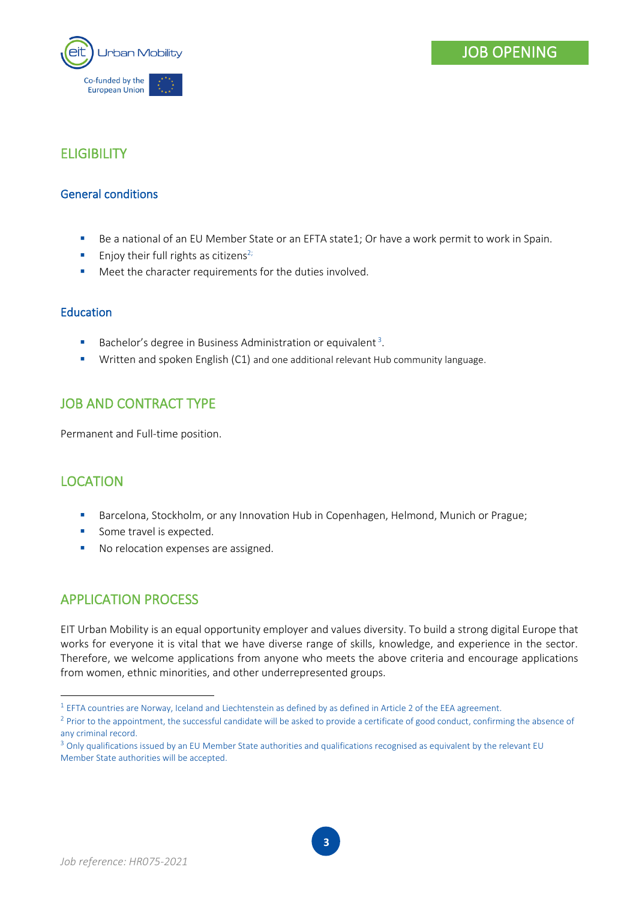## ELIGIBILITY

### General conditions

- Be a national of an EU Member State or an EFTA state1; Or have a work permit to work in Spain.
- Enjoy their full rights as citizens[2;]
- Meet the character requirements for the duties involved.

### Education

- Bachelor's degree in Business Administration or equivalent[3].
- Written and spoken English (C1) and one additional relevant Hub community language.

## JOB AND CONTRACT TYPE

Permanent and Full-time position.

## LOCATION

- Barcelona, Stockholm, or any Innovation Hub in Copenhagen, Helmond, Munich or Prague;
- Some travel is expected.
- No relocation expenses are assigned.

## APPLICATION PROCESS

EIT Urban Mobility is an equal opportunity employer and values diversity. To build a strong digital Europe that works for everyone it is vital that we have diverse range of skills, knowledge, and experience in the sector. Therefore, we welcome applications from anyone who meets the above criteria and encourage applications from women, ethnic minorities, and other underrepresented groups.

---

[1] EFTA countries are Norway, Iceland and Liechtenstein as defined by as defined in Article 2 of the EEA agreement.

[2] Prior to the appointment, the successful candidate will be asked to provide a certificate of good conduct, confirming the absence of any criminal record.

[3] Only qualifications issued by an EU Member State authorities and qualifications recognised as equivalent by the relevant EU Member State authorities will be accepted.

*Job reference: HR075-2021*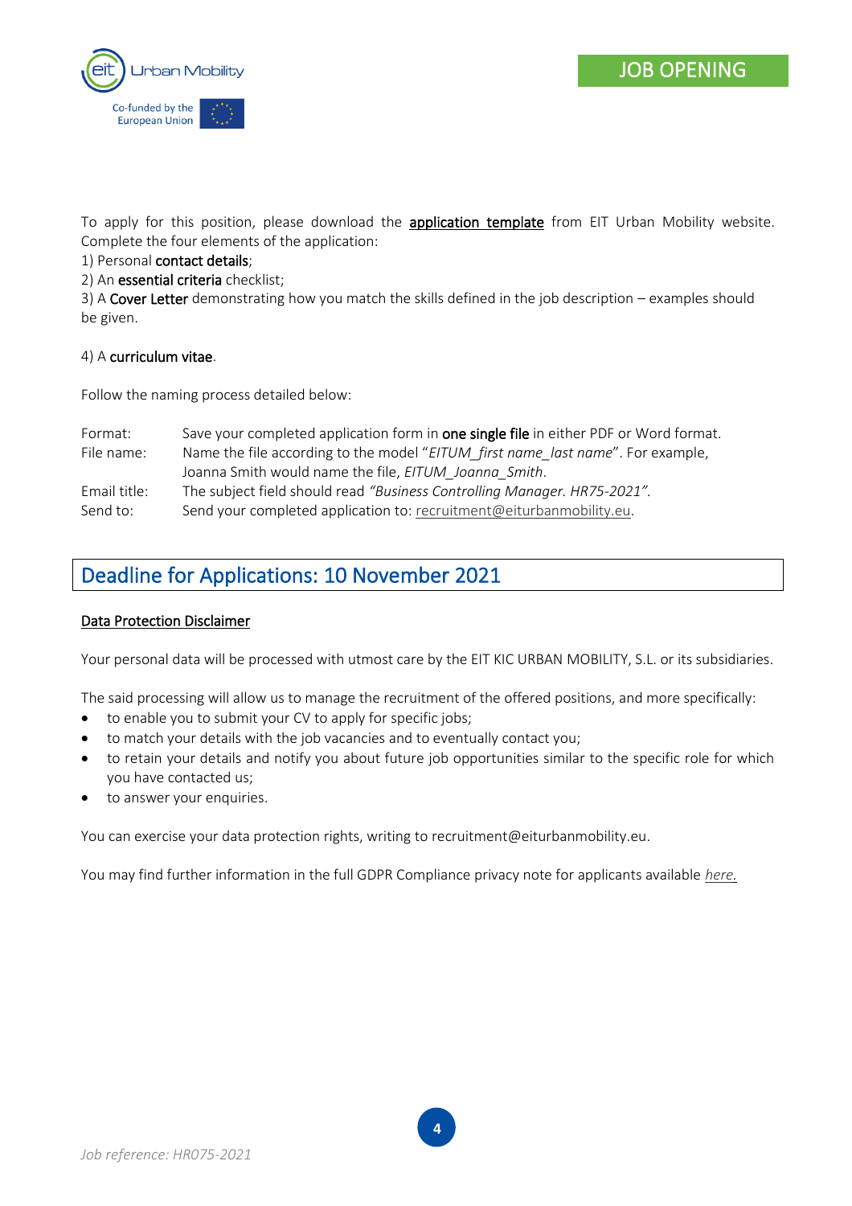To apply for this position, please download the **application template** from EIT Urban Mobility website. Complete the four elements of the application:

1) Personal **contact details**;
2) An **essential criteria** checklist;
3) A **Cover Letter** demonstrating how you match the skills defined in the job description – examples should be given.

4) A **curriculum vitae**.

Follow the naming process detailed below:

| | |
|---|---|
| Format: | Save your completed application form in **one single file** in either PDF or Word format. |
| File name: | Name the file according to the model "*EITUM_first name_last name*". For example, Joanna Smith would name the file, *EITUM_Joanna_Smith*. |
| Email title: | The subject field should read *"Business Controlling Manager. HR75-2021".* |
| Send to: | Send your completed application to: recruitment@eiturbanmobility.eu. |

## Deadline for Applications: 10 November 2021

**Data Protection Disclaimer**

Your personal data will be processed with utmost care by the EIT KIC URBAN MOBILITY, S.L. or its subsidiaries.

The said processing will allow us to manage the recruitment of the offered positions, and more specifically:

- to enable you to submit your CV to apply for specific jobs;
- to match your details with the job vacancies and to eventually contact you;
- to retain your details and notify you about future job opportunities similar to the specific role for which you have contacted us;
- to answer your enquiries.

You can exercise your data protection rights, writing to recruitment@eiturbanmobility.eu.

You may find further information in the full GDPR Compliance privacy note for applicants available *here.*